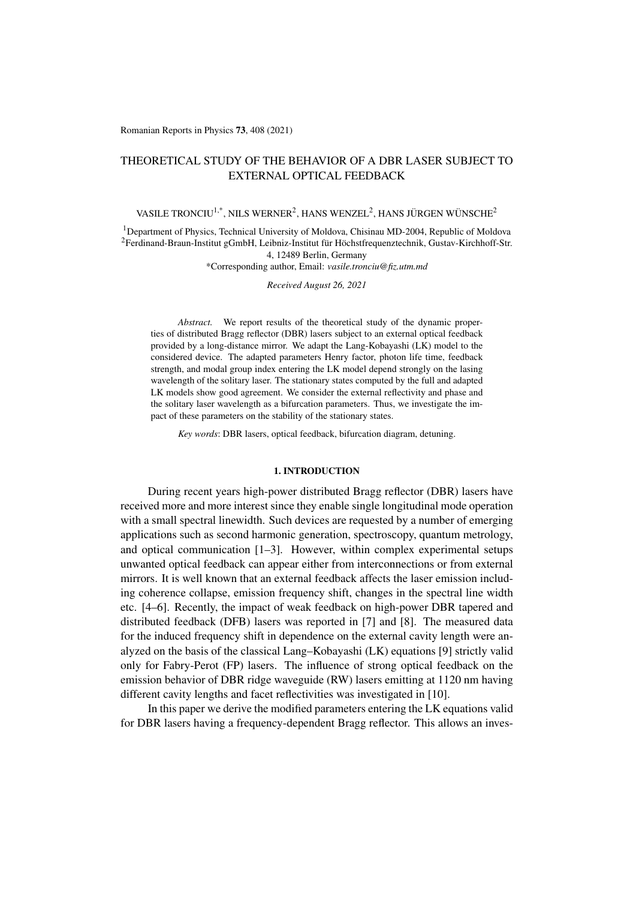# THEORETICAL STUDY OF THE BEHAVIOR OF A DBR LASER SUBJECT TO EXTERNAL OPTICAL FEEDBACK

VASILE TRONCIU[1,*], NILS WERNER[2], HANS WENZEL[2], HANS JÜRGEN WÜNSCHE[2]

[1]Department of Physics, Technical University of Moldova, Chisinau MD-2004, Republic of Moldova
[2]Ferdinand-Braun-Institut gGmbH, Leibniz-Institut für Höchstfrequenztechnik, Gustav-Kirchhoff-Str. 4, 12489 Berlin, Germany
*Corresponding author, Email: *vasile.tronciu@fiz.utm.md*

*Received August 26, 2021*

*Abstract.* We report results of the theoretical study of the dynamic properties of distributed Bragg reflector (DBR) lasers subject to an external optical feedback provided by a long-distance mirror. We adapt the Lang-Kobayashi (LK) model to the considered device. The adapted parameters Henry factor, photon life time, feedback strength, and modal group index entering the LK model depend strongly on the lasing wavelength of the solitary laser. The stationary states computed by the full and adapted LK models show good agreement. We consider the external reflectivity and phase and the solitary laser wavelength as a bifurcation parameters. Thus, we investigate the impact of these parameters on the stability of the stationary states.

*Key words*: DBR lasers, optical feedback, bifurcation diagram, detuning.

## 1. INTRODUCTION

During recent years high-power distributed Bragg reflector (DBR) lasers have received more and more interest since they enable single longitudinal mode operation with a small spectral linewidth. Such devices are requested by a number of emerging applications such as second harmonic generation, spectroscopy, quantum metrology, and optical communication [1–3]. However, within complex experimental setups unwanted optical feedback can appear either from interconnections or from external mirrors. It is well known that an external feedback affects the laser emission including coherence collapse, emission frequency shift, changes in the spectral line width etc. [4–6]. Recently, the impact of weak feedback on high-power DBR tapered and distributed feedback (DFB) lasers was reported in [7] and [8]. The measured data for the induced frequency shift in dependence on the external cavity length were analyzed on the basis of the classical Lang–Kobayashi (LK) equations [9] strictly valid only for Fabry-Perot (FP) lasers. The influence of strong optical feedback on the emission behavior of DBR ridge waveguide (RW) lasers emitting at 1120 nm having different cavity lengths and facet reflectivities was investigated in [10].

In this paper we derive the modified parameters entering the LK equations valid for DBR lasers having a frequency-dependent Bragg reflector. This allows an inves-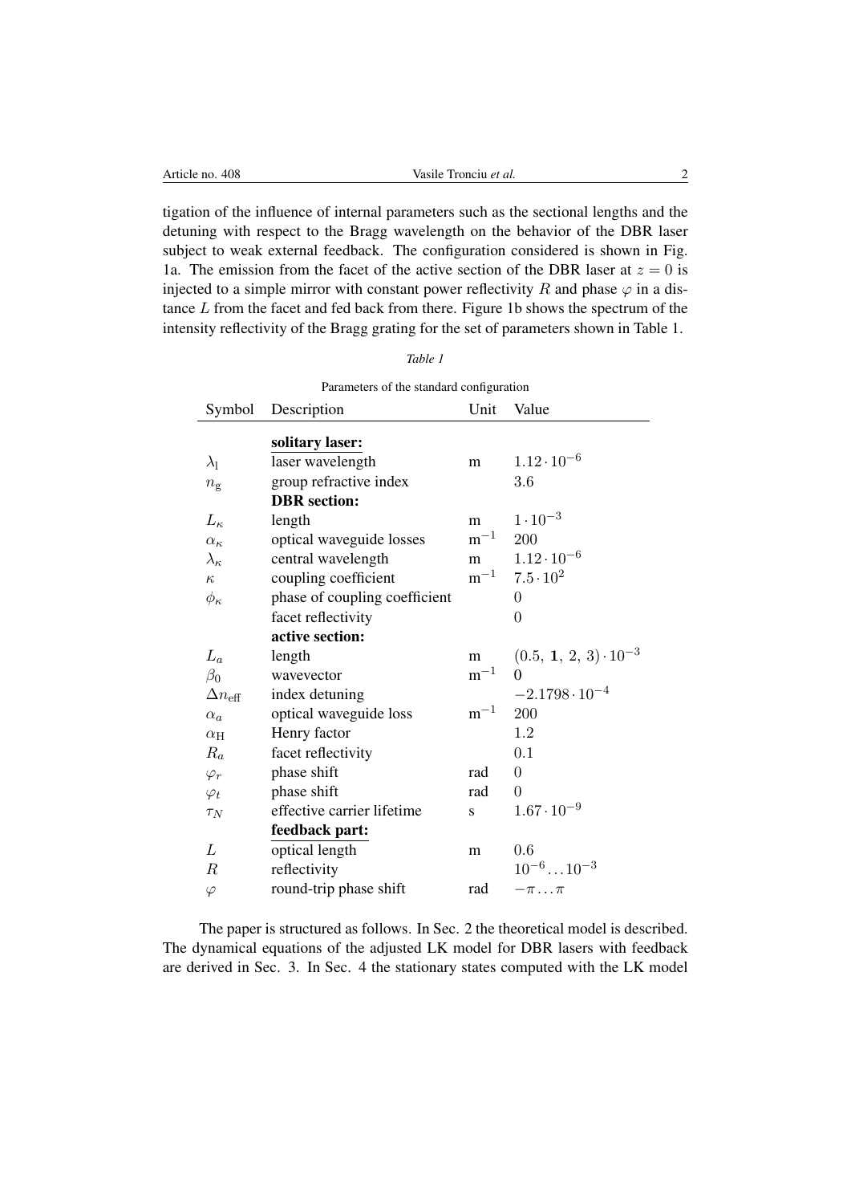tigation of the influence of internal parameters such as the sectional lengths and the detuning with respect to the Bragg wavelength on the behavior of the DBR laser subject to weak external feedback. The configuration considered is shown in Fig. 1a. The emission from the facet of the active section of the DBR laser at $z = 0$ is injected to a simple mirror with constant power reflectivity $R$ and phase $\varphi$ in a distance $L$ from the facet and fed back from there. Figure 1b shows the spectrum of the intensity reflectivity of the Bragg grating for the set of parameters shown in Table 1.

*Table 1*

Parameters of the standard configuration

| Symbol | Description | Unit | Value |
|---|---|---|---|
| | **solitary laser:** | | |
| $\lambda_{\mathrm{l}}$ | laser wavelength | m | $1.12 \cdot 10^{-6}$ |
| $n_{\mathrm{g}}$ | group refractive index | | $3.6$ |
| | **DBR section:** | | |
| $L_\kappa$ | length | m | $1 \cdot 10^{-3}$ |
| $\alpha_\kappa$ | optical waveguide losses | $\mathrm{m}^{-1}$ | $200$ |
| $\lambda_\kappa$ | central wavelength | m | $1.12 \cdot 10^{-6}$ |
| $\kappa$ | coupling coefficient | $\mathrm{m}^{-1}$ | $7.5 \cdot 10^{2}$ |
| $\phi_\kappa$ | phase of coupling coefficient | | $0$ |
| | facet reflectivity | | $0$ |
| | **active section:** | | |
| $L_a$ | length | m | $(0.5,\ \mathbf{1},\ 2,\ 3) \cdot 10^{-3}$ |
| $\beta_0$ | wavevector | $\mathrm{m}^{-1}$ | $0$ |
| $\Delta n_{\mathrm{eff}}$ | index detuning | | $-2.1798 \cdot 10^{-4}$ |
| $\alpha_a$ | optical waveguide loss | $\mathrm{m}^{-1}$ | $200$ |
| $\alpha_{\mathrm{H}}$ | Henry factor | | $1.2$ |
| $R_a$ | facet reflectivity | | $0.1$ |
| $\varphi_r$ | phase shift | rad | $0$ |
| $\varphi_t$ | phase shift | rad | $0$ |
| $\tau_N$ | effective carrier lifetime | s | $1.67 \cdot 10^{-9}$ |
| | **feedback part:** | | |
| $L$ | optical length | m | $0.6$ |
| $R$ | reflectivity | | $10^{-6} \ldots 10^{-3}$ |
| $\varphi$ | round-trip phase shift | rad | $-\pi \ldots \pi$ |

The paper is structured as follows. In Sec. 2 the theoretical model is described. The dynamical equations of the adjusted LK model for DBR lasers with feedback are derived in Sec. 3. In Sec. 4 the stationary states computed with the LK model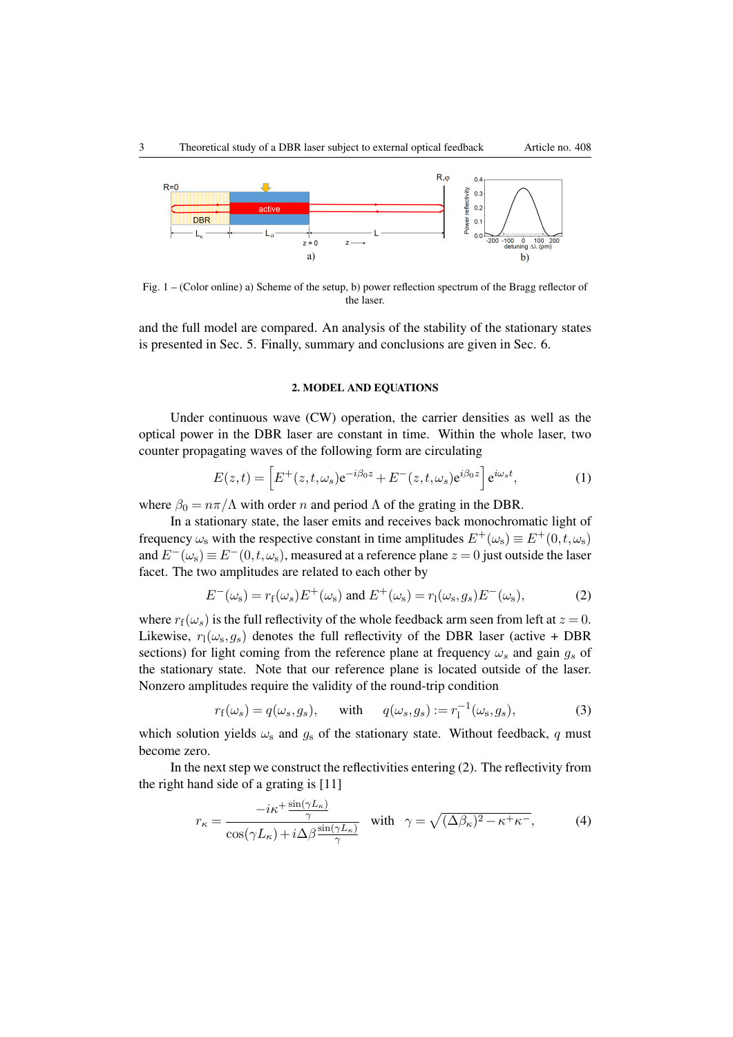Fig. 1 – (Color online) a) Scheme of the setup, b) power reflection spectrum of the Bragg reflector of the laser.

and the full model are compared. An analysis of the stability of the stationary states is presented in Sec. 5. Finally, summary and conclusions are given in Sec. 6.

## 2. MODEL AND EQUATIONS

Under continuous wave (CW) operation, the carrier densities as well as the optical power in the DBR laser are constant in time. Within the whole laser, two counter propagating waves of the following form are circulating

$$E(z,t) = \left[E^+(z,t,\omega_s)\mathrm{e}^{-i\beta_0 z} + E^-(z,t,\omega_s)\mathrm{e}^{i\beta_0 z}\right]\mathrm{e}^{i\omega_s t}, \tag{1}$$

where $\beta_0 = n\pi/\Lambda$ with order $n$ and period $\Lambda$ of the grating in the DBR.

In a stationary state, the laser emits and receives back monochromatic light of frequency $\omega_\mathrm{s}$ with the respective constant in time amplitudes $E^+(\omega_\mathrm{s}) \equiv E^+(0,t,\omega_\mathrm{s})$ and $E^-(\omega_\mathrm{s}) \equiv E^-(0,t,\omega_\mathrm{s})$, measured at a reference plane $z=0$ just outside the laser facet. The two amplitudes are related to each other by

$$E^-(\omega_\mathrm{s}) = r_\mathrm{f}(\omega_\mathrm{s})E^+(\omega_\mathrm{s}) \text{ and } E^+(\omega_\mathrm{s}) = r_\mathrm{l}(\omega_\mathrm{s},g_s)E^-(\omega_\mathrm{s}), \tag{2}$$

where $r_\mathrm{f}(\omega_s)$ is the full reflectivity of the whole feedback arm seen from left at $z=0$. Likewise, $r_\mathrm{l}(\omega_\mathrm{s},g_s)$ denotes the full reflectivity of the DBR laser (active + DBR sections) for light coming from the reference plane at frequency $\omega_s$ and gain $g_s$ of the stationary state. Note that our reference plane is located outside of the laser. Nonzero amplitudes require the validity of the round-trip condition

$$r_\mathrm{f}(\omega_\mathrm{s}) = q(\omega_s,g_s), \quad \text{with} \quad q(\omega_s,g_s) := r_\mathrm{l}^{-1}(\omega_s,g_s), \tag{3}$$

which solution yields $\omega_\mathrm{s}$ and $g_\mathrm{s}$ of the stationary state. Without feedback, $q$ must become zero.

In the next step we construct the reflectivities entering (2). The reflectivity from the right hand side of a grating is [11]

$$r_\kappa = \frac{-i\kappa^+\frac{\sin(\gamma L_\kappa)}{\gamma}}{\cos(\gamma L_\kappa) + i\Delta\beta\frac{\sin(\gamma L_\kappa)}{\gamma}} \quad \text{with} \quad \gamma = \sqrt{(\Delta\beta_\kappa)^2 - \kappa^+\kappa^-}, \tag{4}$$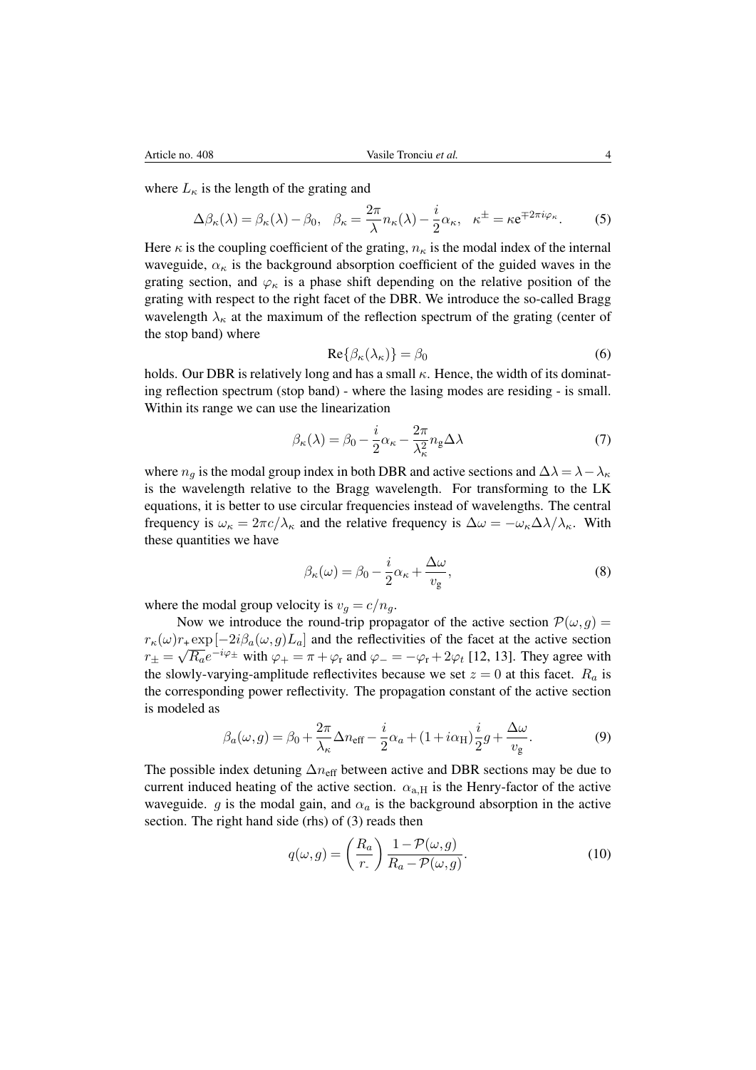where $L_\kappa$ is the length of the grating and

$$\Delta\beta_\kappa(\lambda) = \beta_\kappa(\lambda) - \beta_0, \quad \beta_\kappa = \frac{2\pi}{\lambda} n_\kappa(\lambda) - \frac{i}{2}\alpha_\kappa, \quad \kappa^\pm = \kappa \mathrm{e}^{\mp 2\pi i \varphi_\kappa}. \tag{5}$$

Here $\kappa$ is the coupling coefficient of the grating, $n_\kappa$ is the modal index of the internal waveguide, $\alpha_\kappa$ is the background absorption coefficient of the guided waves in the grating section, and $\varphi_\kappa$ is a phase shift depending on the relative position of the grating with respect to the right facet of the DBR. We introduce the so-called Bragg wavelength $\lambda_\kappa$ at the maximum of the reflection spectrum of the grating (center of the stop band) where

$$\mathrm{Re}\{\beta_\kappa(\lambda_\kappa)\} = \beta_0 \tag{6}$$

holds. Our DBR is relatively long and has a small $\kappa$. Hence, the width of its dominating reflection spectrum (stop band) - where the lasing modes are residing - is small. Within its range we can use the linearization

$$\beta_\kappa(\lambda) = \beta_0 - \frac{i}{2}\alpha_\kappa - \frac{2\pi}{\lambda_\kappa^2} n_\mathrm{g} \Delta\lambda \tag{7}$$

where $n_g$ is the modal group index in both DBR and active sections and $\Delta\lambda = \lambda - \lambda_\kappa$ is the wavelength relative to the Bragg wavelength. For transforming to the LK equations, it is better to use circular frequencies instead of wavelengths. The central frequency is $\omega_\kappa = 2\pi c/\lambda_\kappa$ and the relative frequency is $\Delta\omega = -\omega_\kappa \Delta\lambda/\lambda_\kappa$. With these quantities we have

$$\beta_\kappa(\omega) = \beta_0 - \frac{i}{2}\alpha_\kappa + \frac{\Delta\omega}{v_\mathrm{g}}, \tag{8}$$

where the modal group velocity is $v_g = c/n_g$.

Now we introduce the round-trip propagator of the active section $\mathcal{P}(\omega, g) = r_\kappa(\omega) r_+ \exp[-2i\beta_a(\omega, g)L_a]$ and the reflectivities of the facet at the active section $r_\pm = \sqrt{R_a} e^{-i\varphi_\pm}$ with $\varphi_+ = \pi + \varphi_\mathrm{r}$ and $\varphi_- = -\varphi_\mathrm{r} + 2\varphi_t$ [12, 13]. They agree with the slowly-varying-amplitude reflectivites because we set $z = 0$ at this facet. $R_a$ is the corresponding power reflectivity. The propagation constant of the active section is modeled as

$$\beta_a(\omega, g) = \beta_0 + \frac{2\pi}{\lambda_\kappa}\Delta n_\mathrm{eff} - \frac{i}{2}\alpha_a + (1 + i\alpha_\mathrm{H})\frac{i}{2}g + \frac{\Delta\omega}{v_\mathrm{g}}. \tag{9}$$

The possible index detuning $\Delta n_\mathrm{eff}$ between active and DBR sections may be due to current induced heating of the active section. $\alpha_\mathrm{a,H}$ is the Henry-factor of the active waveguide. $g$ is the modal gain, and $\alpha_a$ is the background absorption in the active section. The right hand side (rhs) of (3) reads then

$$q(\omega, g) = \left(\frac{R_a}{r_-}\right) \frac{1 - \mathcal{P}(\omega, g)}{R_a - \mathcal{P}(\omega, g)}. \tag{10}$$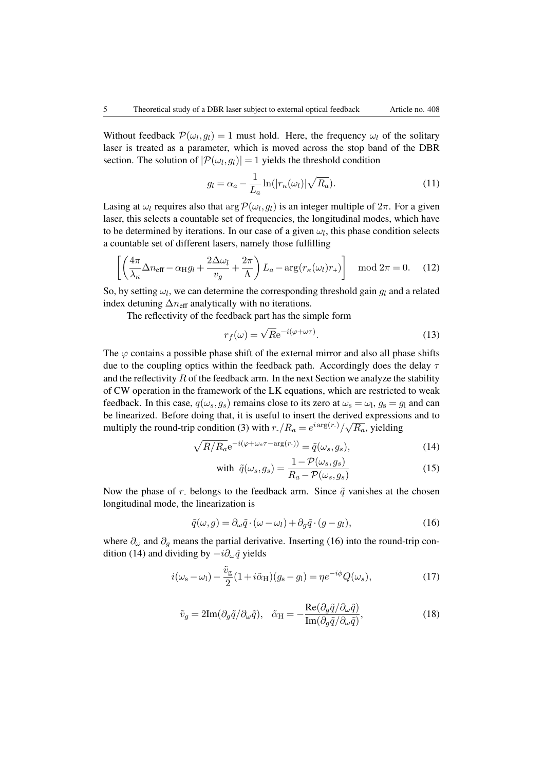Without feedback $\mathcal{P}(\omega_l, g_l) = 1$ must hold. Here, the frequency $\omega_l$ of the solitary laser is treated as a parameter, which is moved across the stop band of the DBR section. The solution of $|\mathcal{P}(\omega_l, g_l)| = 1$ yields the threshold condition

$$g_l = \alpha_a - \frac{1}{L_a}\ln(|r_\kappa(\omega_l)|\sqrt{R_a}). \tag{11}$$

Lasing at $\omega_l$ requires also that $\arg\mathcal{P}(\omega_l, g_l)$ is an integer multiple of $2\pi$. For a given laser, this selects a countable set of frequencies, the longitudinal modes, which have to be determined by iterations. In our case of a given $\omega_l$, this phase condition selects a countable set of different lasers, namely those fulfilling

$$\left[\left(\frac{4\pi}{\lambda_\kappa}\Delta n_{\text{eff}} - \alpha_{\text{H}} g_l + \frac{2\Delta\omega_l}{v_g} + \frac{2\pi}{\Lambda}\right) L_a - \arg(r_\kappa(\omega_l) r_+)\right] \mod 2\pi = 0. \tag{12}$$

So, by setting $\omega_l$, we can determine the corresponding threshold gain $g_l$ and a related index detuning $\Delta n_{\text{eff}}$ analytically with no iterations.

The reflectivity of the feedback part has the simple form

$$r_f(\omega) = \sqrt{R}\mathrm{e}^{-i(\varphi + \omega\tau)}. \tag{13}$$

The $\varphi$ contains a possible phase shift of the external mirror and also all phase shifts due to the coupling optics within the feedback path. Accordingly does the delay $\tau$ and the reflectivity $R$ of the feedback arm. In the next Section we analyze the stability of CW operation in the framework of the LK equations, which are restricted to weak feedback. In this case, $q(\omega_s, g_s)$ remains close to its zero at $\omega_{\text{s}} = \omega_{\text{l}}$, $g_{\text{s}} = g_{\text{l}}$ and can be linearized. Before doing that, it is useful to insert the derived expressions and to multiply the round-trip condition (3) with $r_-/R_a = e^{i\arg(r_-)}/\sqrt{R_a}$, yielding

$$\sqrt{R/R_a}\mathrm{e}^{-i(\varphi + \omega_s\tau - \arg(r_-))} = \tilde{q}(\omega_s, g_s), \tag{14}$$

$$\text{with } \tilde{q}(\omega_s, g_s) = \frac{1 - \mathcal{P}(\omega_s, g_s)}{R_a - \mathcal{P}(\omega_s, g_s)} \tag{15}$$

Now the phase of $r_-$ belongs to the feedback arm. Since $\tilde{q}$ vanishes at the chosen longitudinal mode, the linearization is

$$\tilde{q}(\omega, g) = \partial_\omega \tilde{q} \cdot (\omega - \omega_l) + \partial_g \tilde{q} \cdot (g - g_l), \tag{16}$$

where $\partial_\omega$ and $\partial_g$ means the partial derivative. Inserting (16) into the round-trip condition (14) and dividing by $-i\partial_\omega \tilde{q}$ yields

$$i(\omega_{\text{s}} - \omega_{\text{l}}) - \frac{\tilde{v}_{\text{g}}}{2}(1 + i\tilde{\alpha}_{\text{H}})(g_{\text{s}} - g_{\text{l}}) = \eta e^{-i\phi} Q(\omega_s), \tag{17}$$

$$\tilde{v}_g = 2\text{Im}(\partial_g \tilde{q}/\partial_\omega \tilde{q}), \quad \tilde{\alpha}_{\text{H}} = -\frac{\text{Re}(\partial_g \tilde{q}/\partial_\omega \tilde{q})}{\text{Im}(\partial_g \tilde{q}/\partial_\omega \tilde{q})}, \tag{18}$$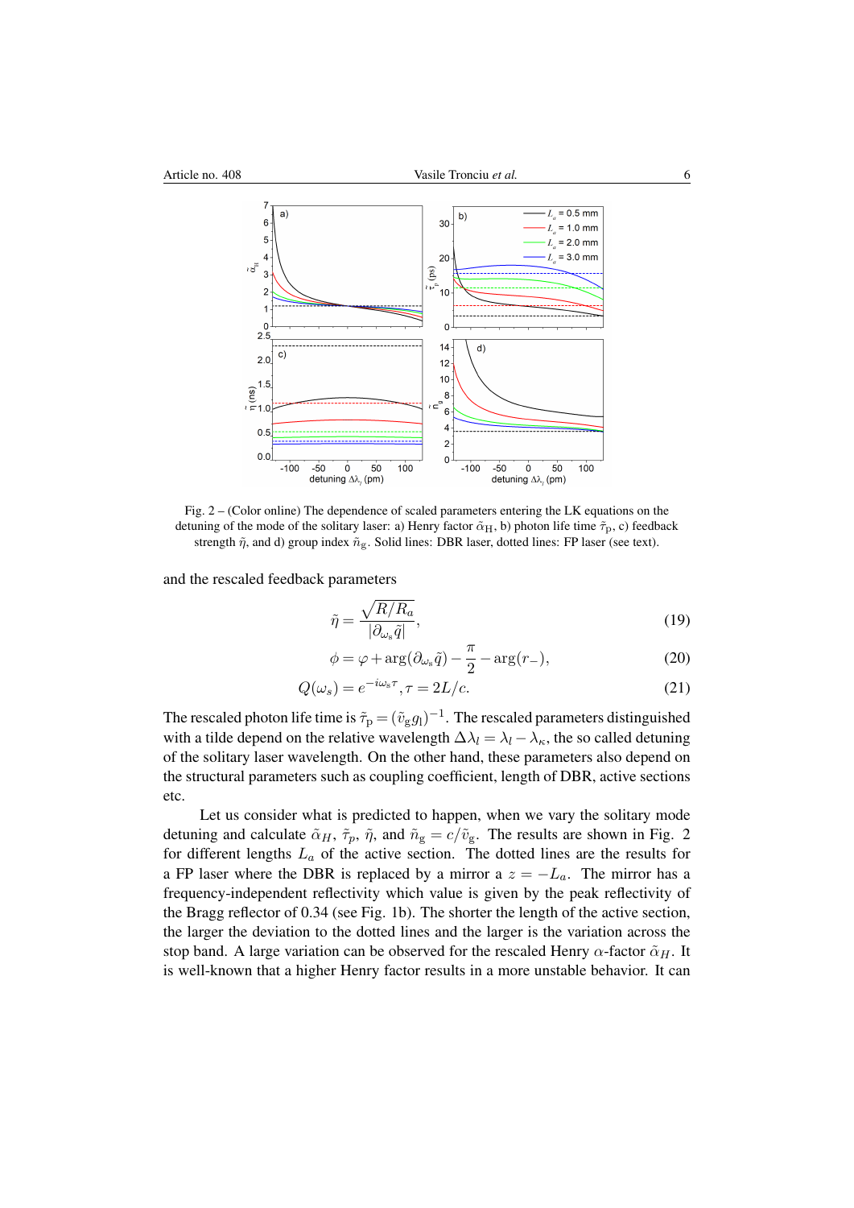Fig. 2 – (Color online) The dependence of scaled parameters entering the LK equations on the detuning of the mode of the solitary laser: a) Henry factor $\tilde{\alpha}_{\rm H}$, b) photon life time $\tilde{\tau}_{\rm p}$, c) feedback strength $\tilde{\eta}$, and d) group index $\tilde{n}_{\rm g}$. Solid lines: DBR laser, dotted lines: FP laser (see text).

and the rescaled feedback parameters

$$\tilde{\eta} = \frac{\sqrt{R/R_a}}{|\partial_{\omega_s}\tilde{q}|}, \tag{19}$$

$$\phi = \varphi + \arg(\partial_{\omega_s}\tilde{q}) - \frac{\pi}{2} - \arg(r_-), \tag{20}$$

$$Q(\omega_s) = e^{-i\omega_s\tau}, \tau = 2L/c. \tag{21}$$

The rescaled photon life time is $\tilde{\tau}_{\rm p} = (\tilde{v}_{\rm g} g_{\rm l})^{-1}$. The rescaled parameters distinguished with a tilde depend on the relative wavelength $\Delta\lambda_l = \lambda_l - \lambda_\kappa$, the so called detuning of the solitary laser wavelength. On the other hand, these parameters also depend on the structural parameters such as coupling coefficient, length of DBR, active sections etc.

Let us consider what is predicted to happen, when we vary the solitary mode detuning and calculate $\tilde{\alpha}_H$, $\tilde{\tau}_p$, $\tilde{\eta}$, and $\tilde{n}_{\rm g} = c/\tilde{v}_{\rm g}$. The results are shown in Fig. 2 for different lengths $L_a$ of the active section. The dotted lines are the results for a FP laser where the DBR is replaced by a mirror a $z = -L_a$. The mirror has a frequency-independent reflectivity which value is given by the peak reflectivity of the Bragg reflector of 0.34 (see Fig. 1b). The shorter the length of the active section, the larger the deviation to the dotted lines and the larger is the variation across the stop band. A large variation can be observed for the rescaled Henry $\alpha$-factor $\tilde{\alpha}_H$. It is well-known that a higher Henry factor results in a more unstable behavior. It can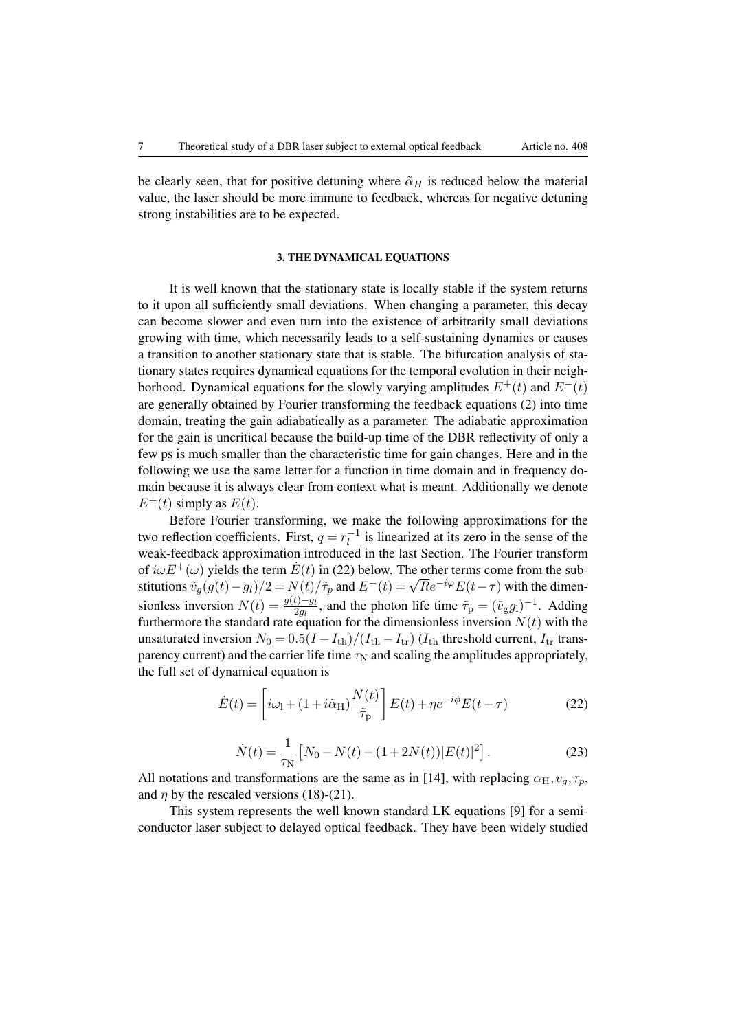be clearly seen, that for positive detuning where $\tilde{\alpha}_H$ is reduced below the material value, the laser should be more immune to feedback, whereas for negative detuning strong instabilities are to be expected.

### 3. THE DYNAMICAL EQUATIONS

It is well known that the stationary state is locally stable if the system returns to it upon all sufficiently small deviations. When changing a parameter, this decay can become slower and even turn into the existence of arbitrarily small deviations growing with time, which necessarily leads to a self-sustaining dynamics or causes a transition to another stationary state that is stable. The bifurcation analysis of stationary states requires dynamical equations for the temporal evolution in their neighborhood. Dynamical equations for the slowly varying amplitudes $E^+(t)$ and $E^-(t)$ are generally obtained by Fourier transforming the feedback equations (2) into time domain, treating the gain adiabatically as a parameter. The adiabatic approximation for the gain is uncritical because the build-up time of the DBR reflectivity of only a few ps is much smaller than the characteristic time for gain changes. Here and in the following we use the same letter for a function in time domain and in frequency domain because it is always clear from context what is meant. Additionally we denote $E^+(t)$ simply as $E(t)$.

Before Fourier transforming, we make the following approximations for the two reflection coefficients. First, $q = r_l^{-1}$ is linearized at its zero in the sense of the weak-feedback approximation introduced in the last Section. The Fourier transform of $i\omega E^+(\omega)$ yields the term $\dot{E}(t)$ in (22) below. The other terms come from the substitutions $\tilde{v}_g(g(t)-g_l)/2 = N(t)/\tilde{\tau}_p$ and $E^-(t) = \sqrt{R}e^{-i\varphi}E(t-\tau)$ with the dimensionless inversion $N(t) = \frac{g(t)-g_l}{2g_l}$, and the photon life time $\tilde{\tau}_\mathrm{p} = (\tilde{v}_\mathrm{g} g_\mathrm{l})^{-1}$. Adding furthermore the standard rate equation for the dimensionless inversion $N(t)$ with the unsaturated inversion $N_0 = 0.5(I - I_\mathrm{th})/(I_\mathrm{th} - I_\mathrm{tr})$ ($I_\mathrm{th}$ threshold current, $I_\mathrm{tr}$ transparency current) and the carrier life time $\tau_\mathrm{N}$ and scaling the amplitudes appropriately, the full set of dynamical equation is

$$\dot{E}(t) = \left[ i\omega_\mathrm{l} + (1 + i\tilde{\alpha}_\mathrm{H}) \frac{N(t)}{\tilde{\tau}_\mathrm{p}} \right] E(t) + \eta e^{-i\phi} E(t-\tau) \tag{22}$$

$$\dot{N}(t) = \frac{1}{\tau_\mathrm{N}} \left[ N_0 - N(t) - (1 + 2N(t))|E(t)|^2 \right]. \tag{23}$$

All notations and transformations are the same as in [14], with replacing $\alpha_\mathrm{H}, v_g, \tau_p$, and $\eta$ by the rescaled versions (18)-(21).

This system represents the well known standard LK equations [9] for a semiconductor laser subject to delayed optical feedback. They have been widely studied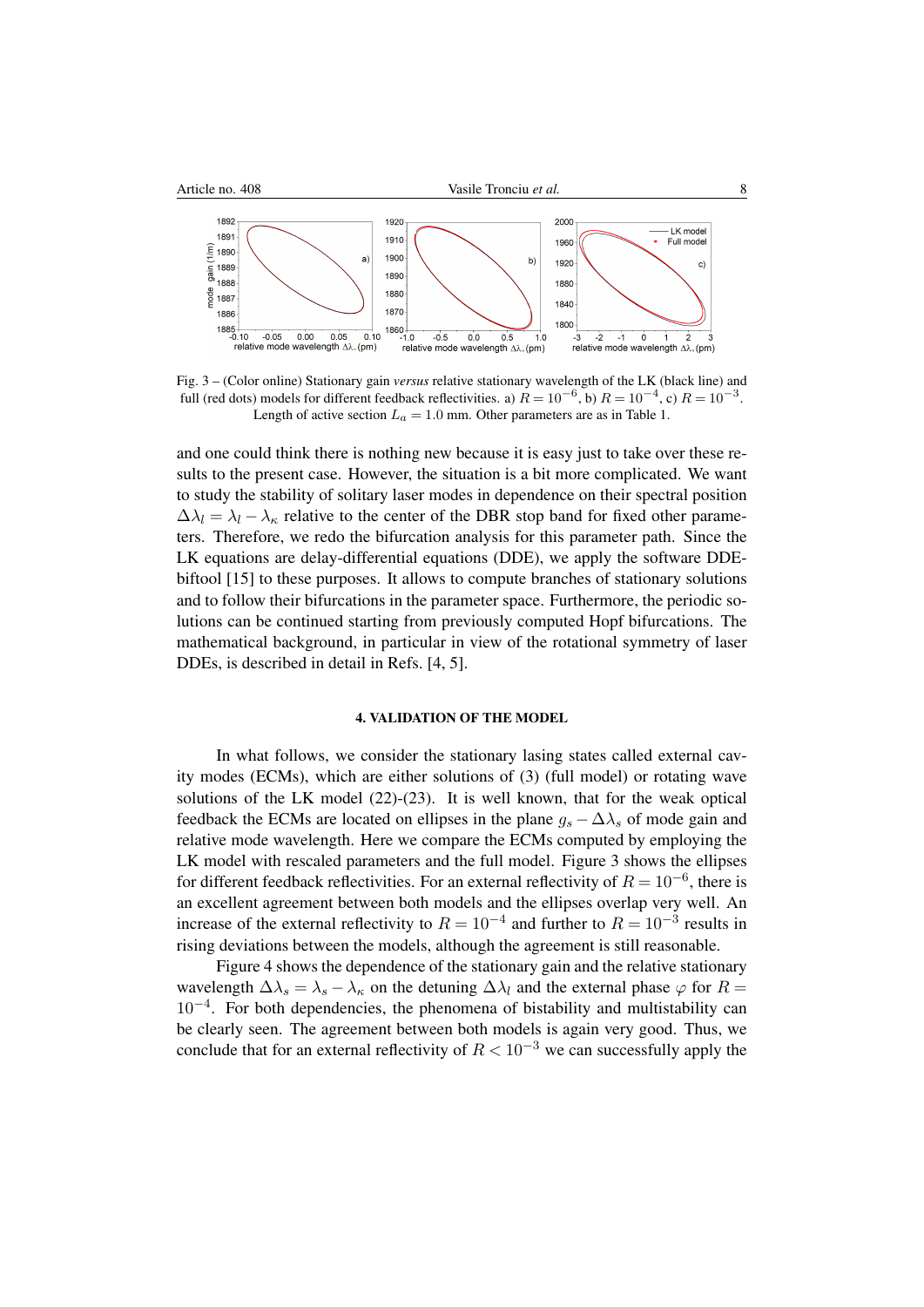Fig. 3 – (Color online) Stationary gain *versus* relative stationary wavelength of the LK (black line) and full (red dots) models for different feedback reflectivities. a) $R = 10^{-6}$, b) $R = 10^{-4}$, c) $R = 10^{-3}$. Length of active section $L_a = 1.0$ mm. Other parameters are as in Table 1.

and one could think there is nothing new because it is easy just to take over these results to the present case. However, the situation is a bit more complicated. We want to study the stability of solitary laser modes in dependence on their spectral position $\Delta\lambda_l = \lambda_l - \lambda_\kappa$ relative to the center of the DBR stop band for fixed other parameters. Therefore, we redo the bifurcation analysis for this parameter path. Since the LK equations are delay-differential equations (DDE), we apply the software DDE-biftool [15] to these purposes. It allows to compute branches of stationary solutions and to follow their bifurcations in the parameter space. Furthermore, the periodic solutions can be continued starting from previously computed Hopf bifurcations. The mathematical background, in particular in view of the rotational symmetry of laser DDEs, is described in detail in Refs. [4, 5].

## 4. VALIDATION OF THE MODEL

In what follows, we consider the stationary lasing states called external cavity modes (ECMs), which are either solutions of (3) (full model) or rotating wave solutions of the LK model (22)-(23). It is well known, that for the weak optical feedback the ECMs are located on ellipses in the plane $g_s - \Delta\lambda_s$ of mode gain and relative mode wavelength. Here we compare the ECMs computed by employing the LK model with rescaled parameters and the full model. Figure 3 shows the ellipses for different feedback reflectivities. For an external reflectivity of $R = 10^{-6}$, there is an excellent agreement between both models and the ellipses overlap very well. An increase of the external reflectivity to $R = 10^{-4}$ and further to $R = 10^{-3}$ results in rising deviations between the models, although the agreement is still reasonable.

Figure 4 shows the dependence of the stationary gain and the relative stationary wavelength $\Delta\lambda_s = \lambda_s - \lambda_\kappa$ on the detuning $\Delta\lambda_l$ and the external phase $\varphi$ for $R = 10^{-4}$. For both dependencies, the phenomena of bistability and multistability can be clearly seen. The agreement between both models is again very good. Thus, we conclude that for an external reflectivity of $R < 10^{-3}$ we can successfully apply the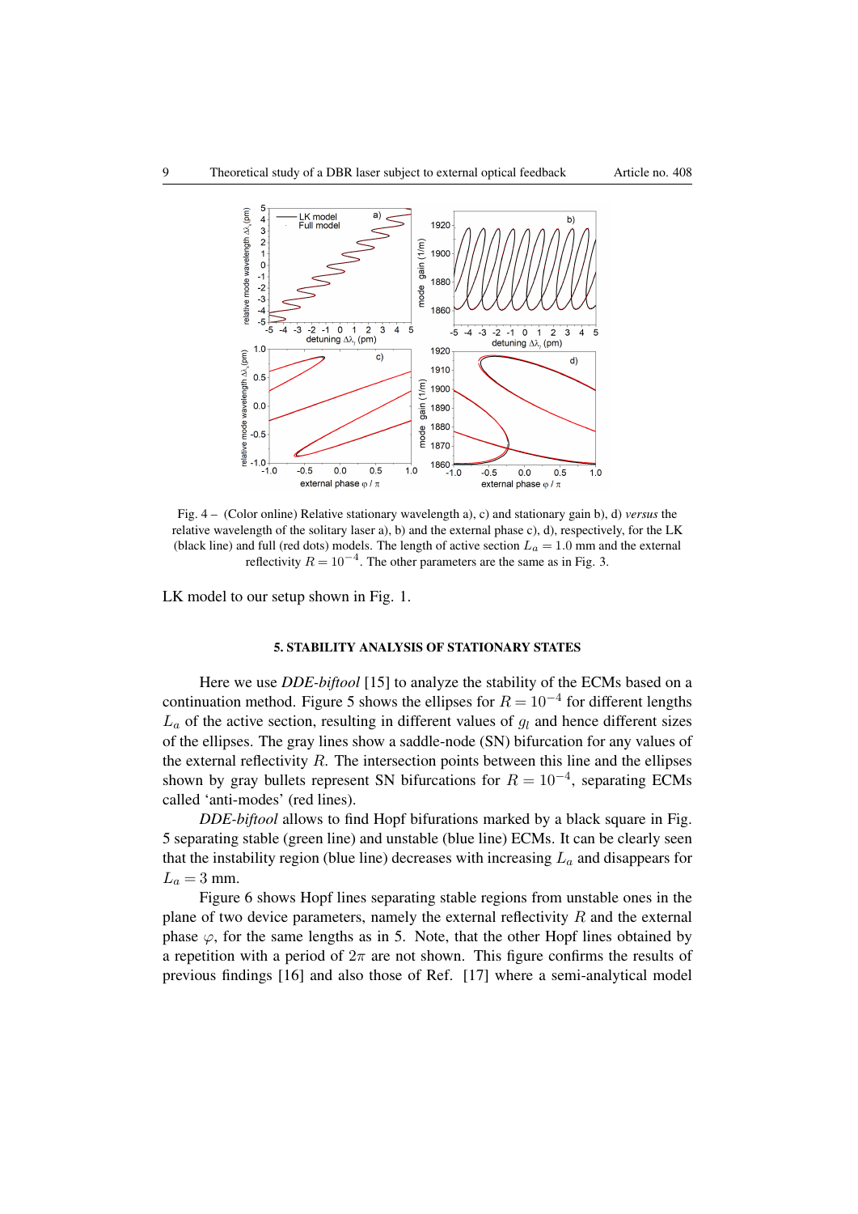Fig. 4 – (Color online) Relative stationary wavelength a), c) and stationary gain b), d) *versus* the relative wavelength of the solitary laser a), b) and the external phase c), d), respectively, for the LK (black line) and full (red dots) models. The length of active section $L_a = 1.0$ mm and the external reflectivity $R = 10^{-4}$. The other parameters are the same as in Fig. 3.

LK model to our setup shown in Fig. 1.

## 5. STABILITY ANALYSIS OF STATIONARY STATES

Here we use *DDE-biftool* [15] to analyze the stability of the ECMs based on a continuation method. Figure 5 shows the ellipses for $R = 10^{-4}$ for different lengths $L_a$ of the active section, resulting in different values of $g_l$ and hence different sizes of the ellipses. The gray lines show a saddle-node (SN) bifurcation for any values of the external reflectivity $R$. The intersection points between this line and the ellipses shown by gray bullets represent SN bifurcations for $R = 10^{-4}$, separating ECMs called 'anti-modes' (red lines).

*DDE-biftool* allows to find Hopf bifurations marked by a black square in Fig. 5 separating stable (green line) and unstable (blue line) ECMs. It can be clearly seen that the instability region (blue line) decreases with increasing $L_a$ and disappears for $L_a = 3$ mm.

Figure 6 shows Hopf lines separating stable regions from unstable ones in the plane of two device parameters, namely the external reflectivity $R$ and the external phase $\varphi$, for the same lengths as in 5. Note, that the other Hopf lines obtained by a repetition with a period of $2\pi$ are not shown. This figure confirms the results of previous findings [16] and also those of Ref. [17] where a semi-analytical model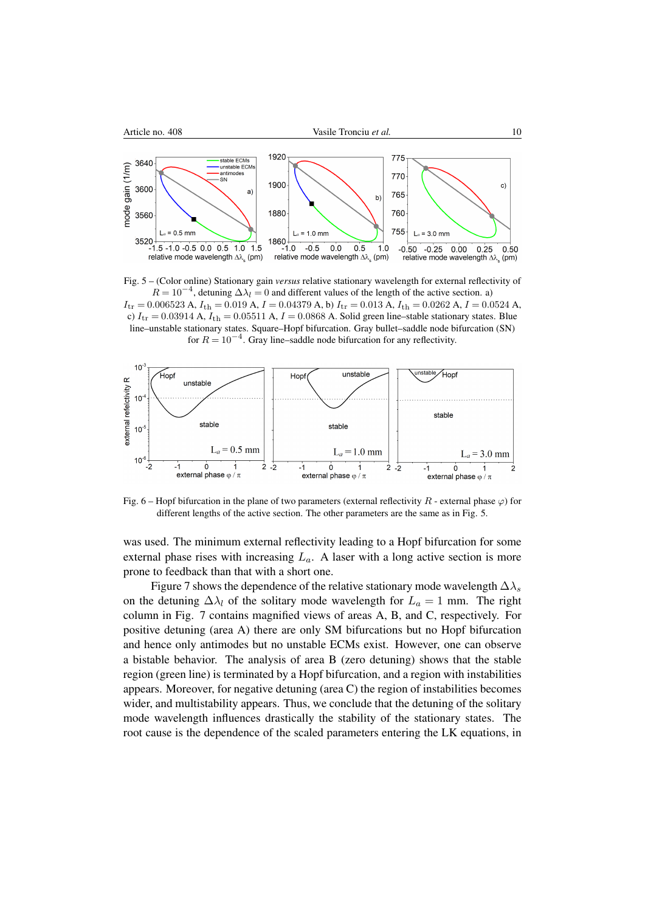Fig. 5 – (Color online) Stationary gain *versus* relative stationary wavelength for external reflectivity of $R = 10^{-4}$, detuning $\Delta\lambda_l = 0$ and different values of the length of the active section. a) $I_{\rm tr} = 0.006523$ A, $I_{\rm th} = 0.019$ A, $I = 0.04379$ A, b) $I_{\rm tr} = 0.013$ A, $I_{\rm th} = 0.0262$ A, $I = 0.0524$ A, c) $I_{\rm tr} = 0.03914$ A, $I_{\rm th} = 0.05511$ A, $I = 0.0868$ A. Solid green line–stable stationary states. Blue line–unstable stationary states. Square–Hopf bifurcation. Gray bullet–saddle node bifurcation (SN) for $R = 10^{-4}$. Gray line–saddle node bifurcation for any reflectivity.

Fig. 6 – Hopf bifurcation in the plane of two parameters (external reflectivity $R$ - external phase $\varphi$) for different lengths of the active section. The other parameters are the same as in Fig. 5.

was used. The minimum external reflectivity leading to a Hopf bifurcation for some external phase rises with increasing $L_a$. A laser with a long active section is more prone to feedback than that with a short one.

Figure 7 shows the dependence of the relative stationary mode wavelength $\Delta\lambda_s$ on the detuning $\Delta\lambda_l$ of the solitary mode wavelength for $L_a = 1$ mm. The right column in Fig. 7 contains magnified views of areas A, B, and C, respectively. For positive detuning (area A) there are only SM bifurcations but no Hopf bifurcation and hence only antimodes but no unstable ECMs exist. However, one can observe a bistable behavior. The analysis of area B (zero detuning) shows that the stable region (green line) is terminated by a Hopf bifurcation, and a region with instabilities appears. Moreover, for negative detuning (area C) the region of instabilities becomes wider, and multistability appears. Thus, we conclude that the detuning of the solitary mode wavelength influences drastically the stability of the stationary states. The root cause is the dependence of the scaled parameters entering the LK equations, in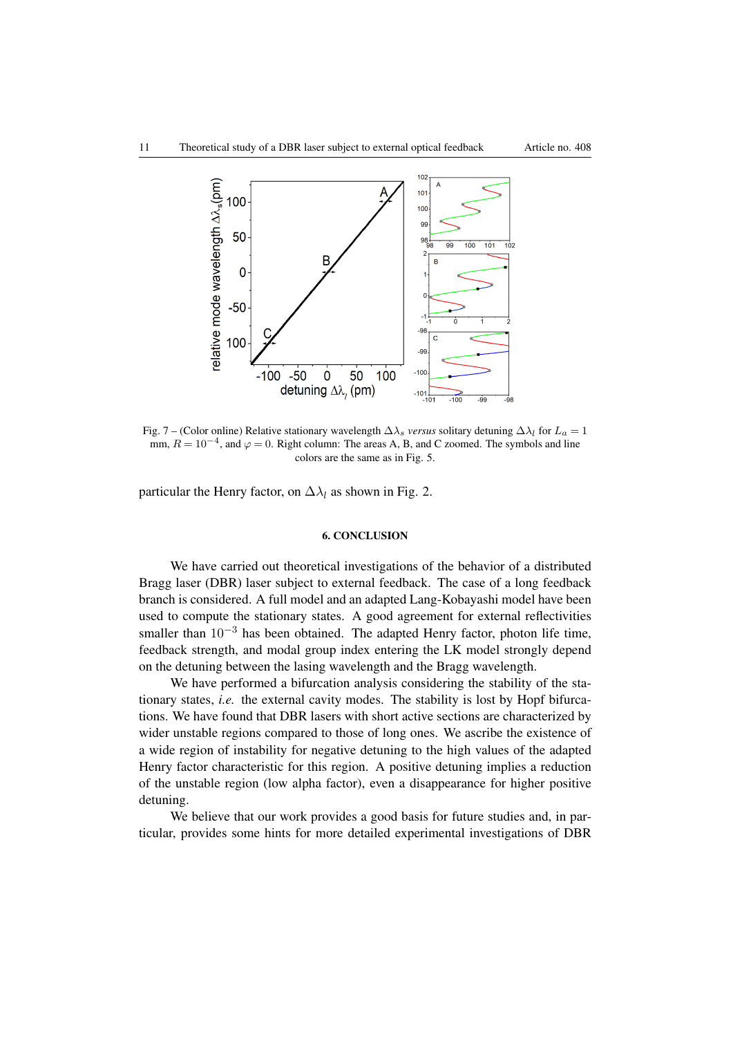Fig. 7 – (Color online) Relative stationary wavelength $\Delta\lambda_s$ *versus* solitary detuning $\Delta\lambda_l$ for $L_a = 1$ mm, $R = 10^{-4}$, and $\varphi = 0$. Right column: The areas A, B, and C zoomed. The symbols and line colors are the same as in Fig. 5.

particular the Henry factor, on $\Delta\lambda_l$ as shown in Fig. 2.

## 6. CONCLUSION

We have carried out theoretical investigations of the behavior of a distributed Bragg laser (DBR) laser subject to external feedback. The case of a long feedback branch is considered. A full model and an adapted Lang-Kobayashi model have been used to compute the stationary states. A good agreement for external reflectivities smaller than $10^{-3}$ has been obtained. The adapted Henry factor, photon life time, feedback strength, and modal group index entering the LK model strongly depend on the detuning between the lasing wavelength and the Bragg wavelength.

We have performed a bifurcation analysis considering the stability of the stationary states, *i.e.* the external cavity modes. The stability is lost by Hopf bifurcations. We have found that DBR lasers with short active sections are characterized by wider unstable regions compared to those of long ones. We ascribe the existence of a wide region of instability for negative detuning to the high values of the adapted Henry factor characteristic for this region. A positive detuning implies a reduction of the unstable region (low alpha factor), even a disappearance for higher positive detuning.

We believe that our work provides a good basis for future studies and, in particular, provides some hints for more detailed experimental investigations of DBR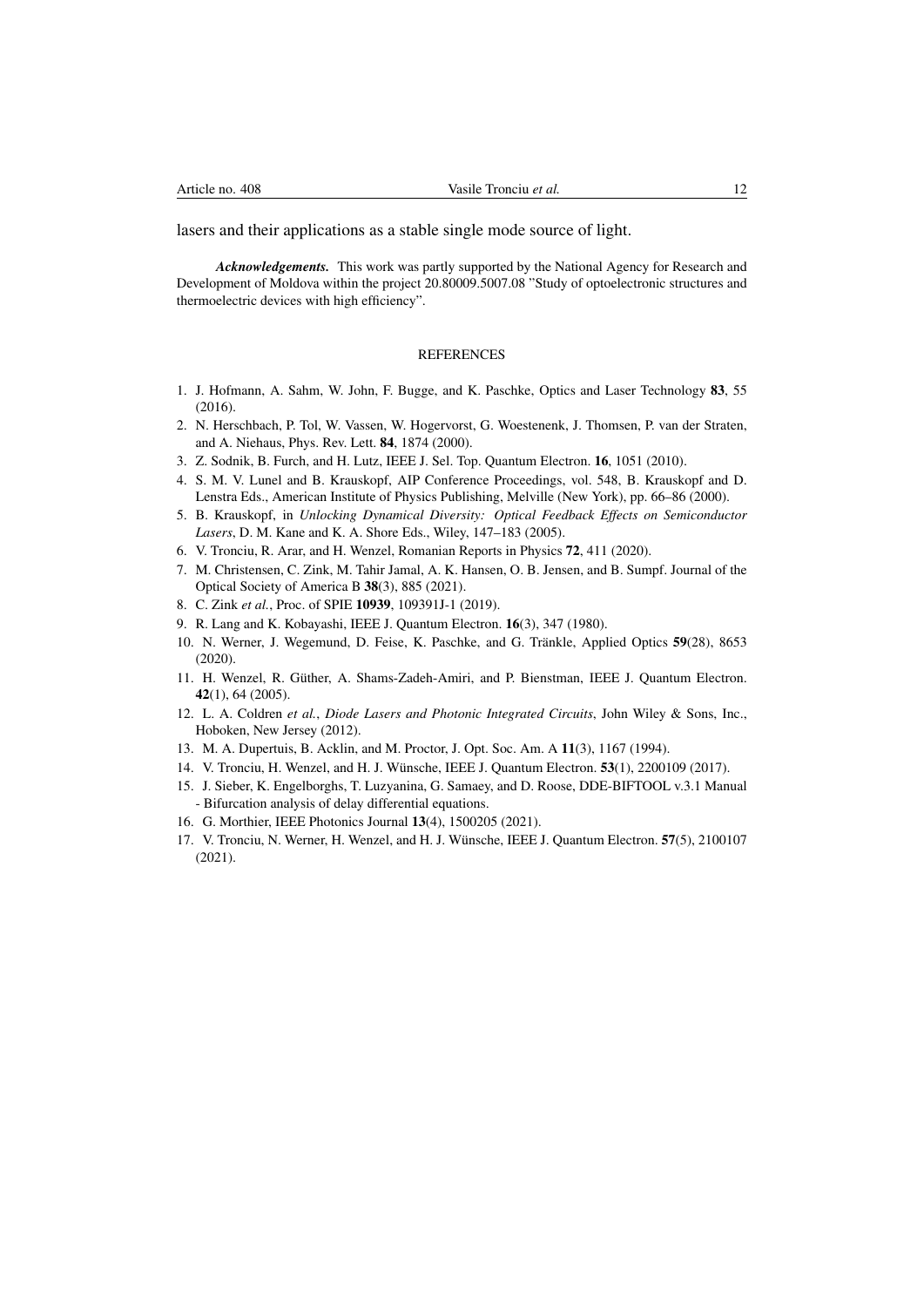lasers and their applications as a stable single mode source of light.

***Acknowledgements.*** This work was partly supported by the National Agency for Research and Development of Moldova within the project 20.80009.5007.08 "Study of optoelectronic structures and thermoelectric devices with high efficiency".

## REFERENCES

1. J. Hofmann, A. Sahm, W. John, F. Bugge, and K. Paschke, Optics and Laser Technology **83**, 55 (2016).
2. N. Herschbach, P. Tol, W. Vassen, W. Hogervorst, G. Woestenenk, J. Thomsen, P. van der Straten, and A. Niehaus, Phys. Rev. Lett. **84**, 1874 (2000).
3. Z. Sodnik, B. Furch, and H. Lutz, IEEE J. Sel. Top. Quantum Electron. **16**, 1051 (2010).
4. S. M. V. Lunel and B. Krauskopf, AIP Conference Proceedings, vol. 548, B. Krauskopf and D. Lenstra Eds., American Institute of Physics Publishing, Melville (New York), pp. 66–86 (2000).
5. B. Krauskopf, in *Unlocking Dynamical Diversity: Optical Feedback Effects on Semiconductor Lasers*, D. M. Kane and K. A. Shore Eds., Wiley, 147–183 (2005).
6. V. Tronciu, R. Arar, and H. Wenzel, Romanian Reports in Physics **72**, 411 (2020).
7. M. Christensen, C. Zink, M. Tahir Jamal, A. K. Hansen, O. B. Jensen, and B. Sumpf. Journal of the Optical Society of America B **38**(3), 885 (2021).
8. C. Zink *et al.*, Proc. of SPIE **10939**, 109391J-1 (2019).
9. R. Lang and K. Kobayashi, IEEE J. Quantum Electron. **16**(3), 347 (1980).
10. N. Werner, J. Wegemund, D. Feise, K. Paschke, and G. Tränkle, Applied Optics **59**(28), 8653 (2020).
11. H. Wenzel, R. Güther, A. Shams-Zadeh-Amiri, and P. Bienstman, IEEE J. Quantum Electron. **42**(1), 64 (2005).
12. L. A. Coldren *et al.*, *Diode Lasers and Photonic Integrated Circuits*, John Wiley & Sons, Inc., Hoboken, New Jersey (2012).
13. M. A. Dupertuis, B. Acklin, and M. Proctor, J. Opt. Soc. Am. A **11**(3), 1167 (1994).
14. V. Tronciu, H. Wenzel, and H. J. Wünsche, IEEE J. Quantum Electron. **53**(1), 2200109 (2017).
15. J. Sieber, K. Engelborghs, T. Luzyanina, G. Samaey, and D. Roose, DDE-BIFTOOL v.3.1 Manual - Bifurcation analysis of delay differential equations.
16. G. Morthier, IEEE Photonics Journal **13**(4), 1500205 (2021).
17. V. Tronciu, N. Werner, H. Wenzel, and H. J. Wünsche, IEEE J. Quantum Electron. **57**(5), 2100107 (2021).